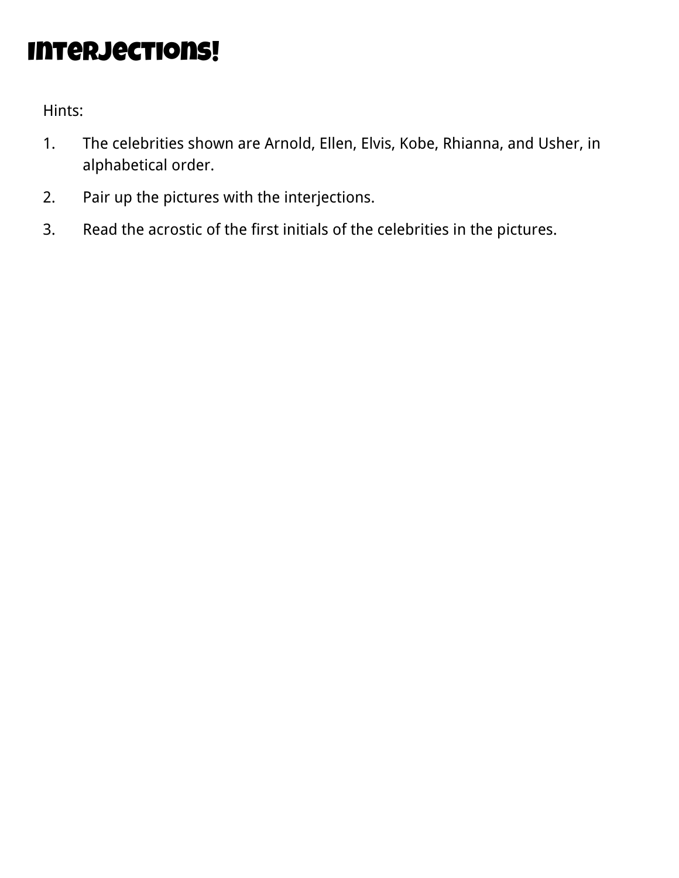# Interjections!

Hints:

1. The celebrities shown are Arnold, Ellen, Elvis, Kobe, Rhianna, and Usher, in alphabetical order.
2. Pair up the pictures with the interjections.
3. Read the acrostic of the first initials of the celebrities in the pictures.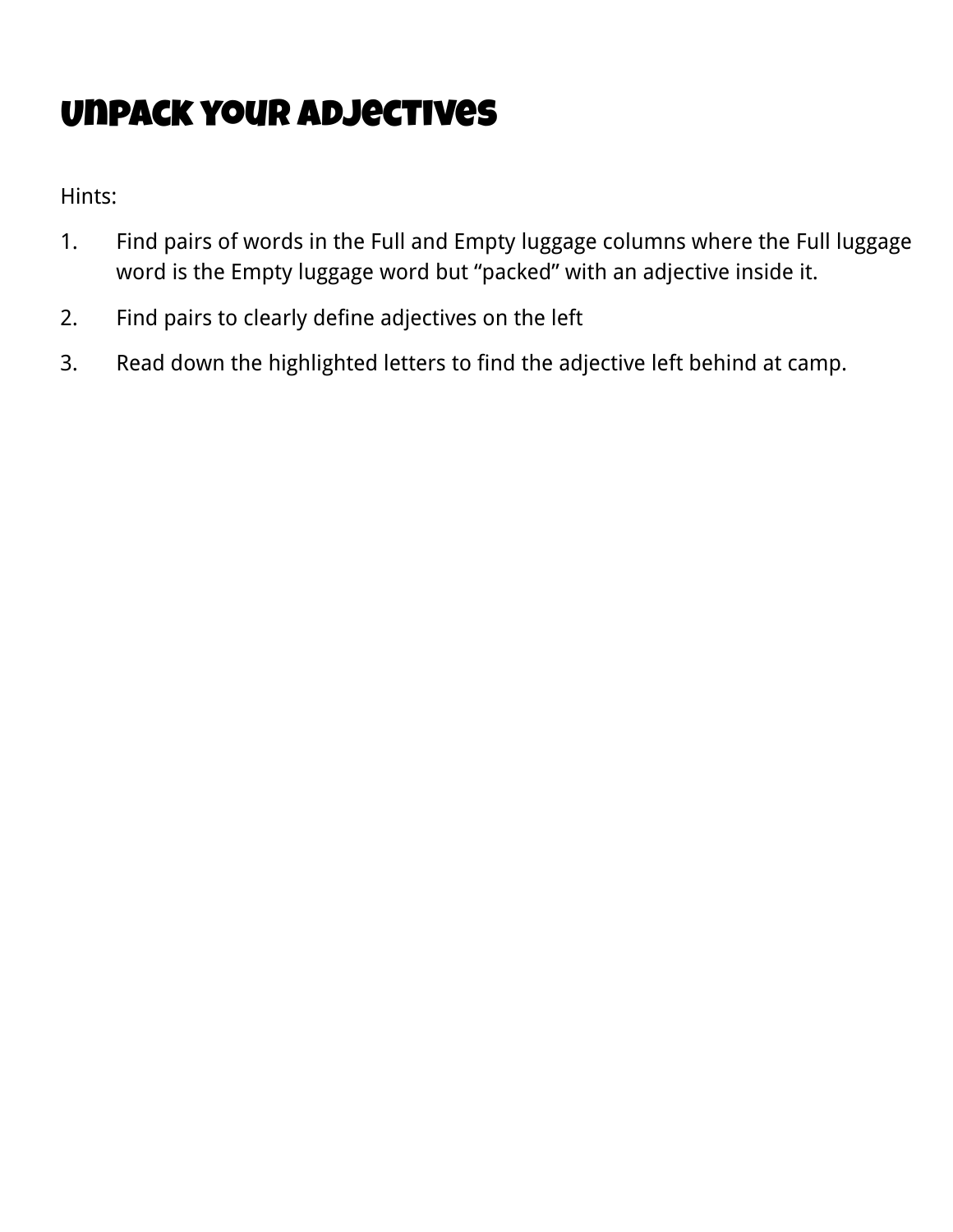# Unpack Your Adjectives

Hints:

1. Find pairs of words in the Full and Empty luggage columns where the Full luggage word is the Empty luggage word but "packed" with an adjective inside it.
2. Find pairs to clearly define adjectives on the left
3. Read down the highlighted letters to find the adjective left behind at camp.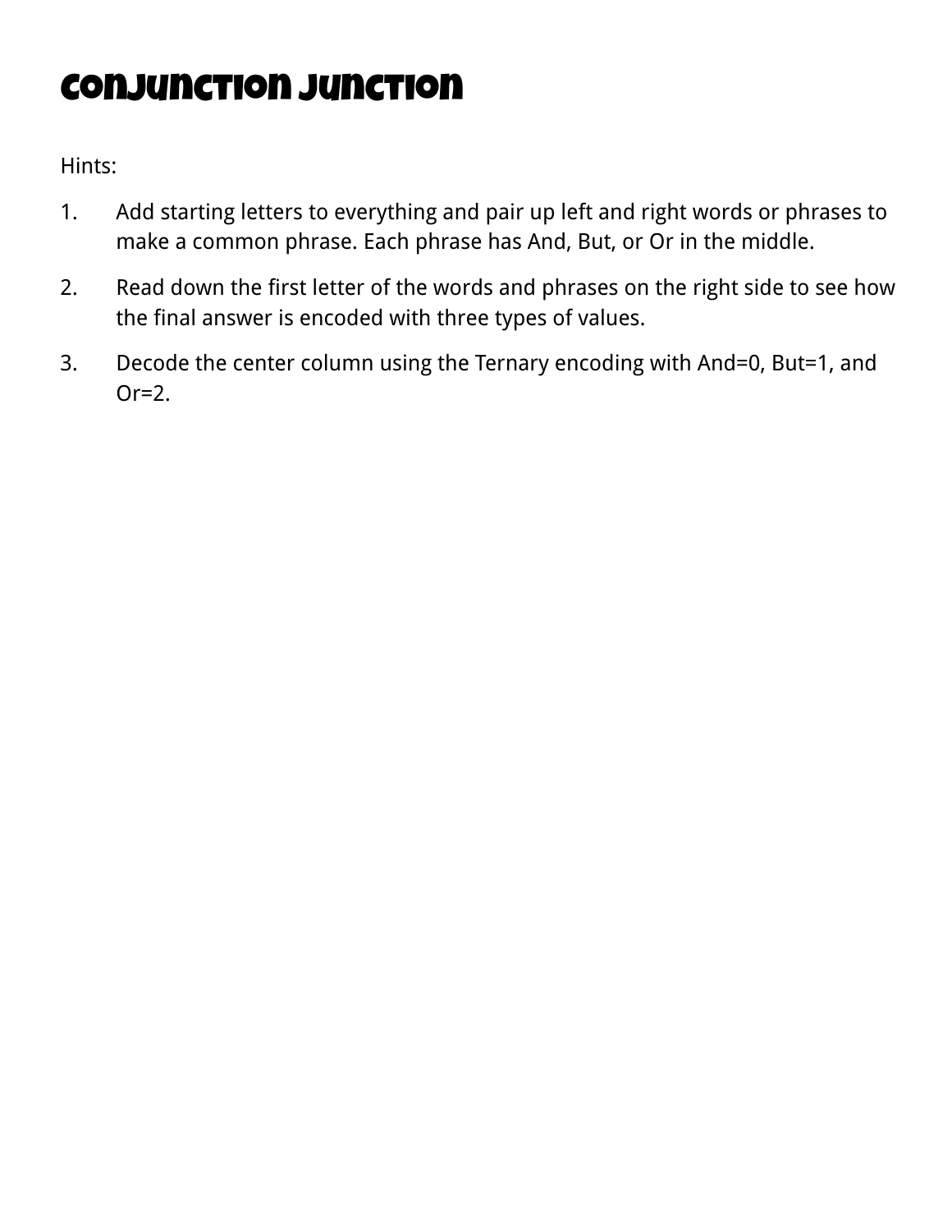# Conjunction Junction

Hints:

1. Add starting letters to everything and pair up left and right words or phrases to make a common phrase. Each phrase has And, But, or Or in the middle.
2. Read down the first letter of the words and phrases on the right side to see how the final answer is encoded with three types of values.
3. Decode the center column using the Ternary encoding with And=0, But=1, and Or=2.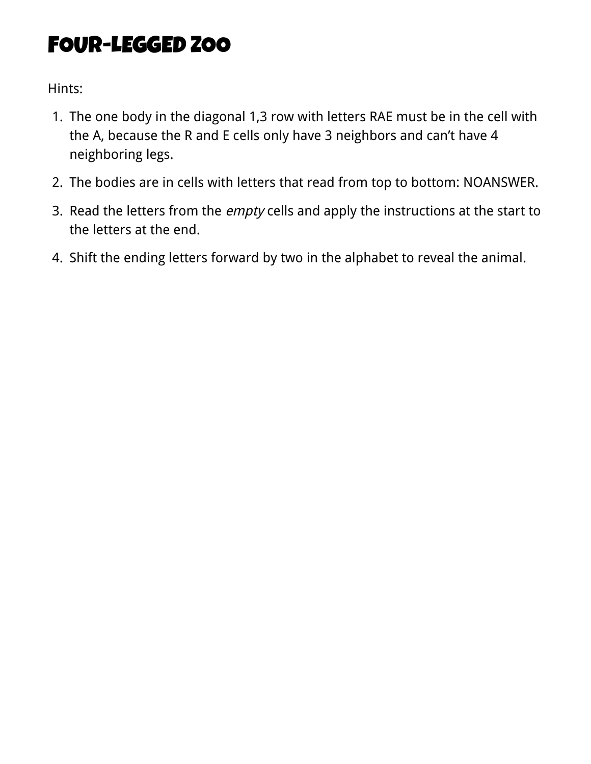# FOUR-LEGGED ZOO

Hints:

1. The one body in the diagonal 1,3 row with letters RAE must be in the cell with the A, because the R and E cells only have 3 neighbors and can't have 4 neighboring legs.
2. The bodies are in cells with letters that read from top to bottom: NOANSWER.
3. Read the letters from the *empty* cells and apply the instructions at the start to the letters at the end.
4. Shift the ending letters forward by two in the alphabet to reveal the animal.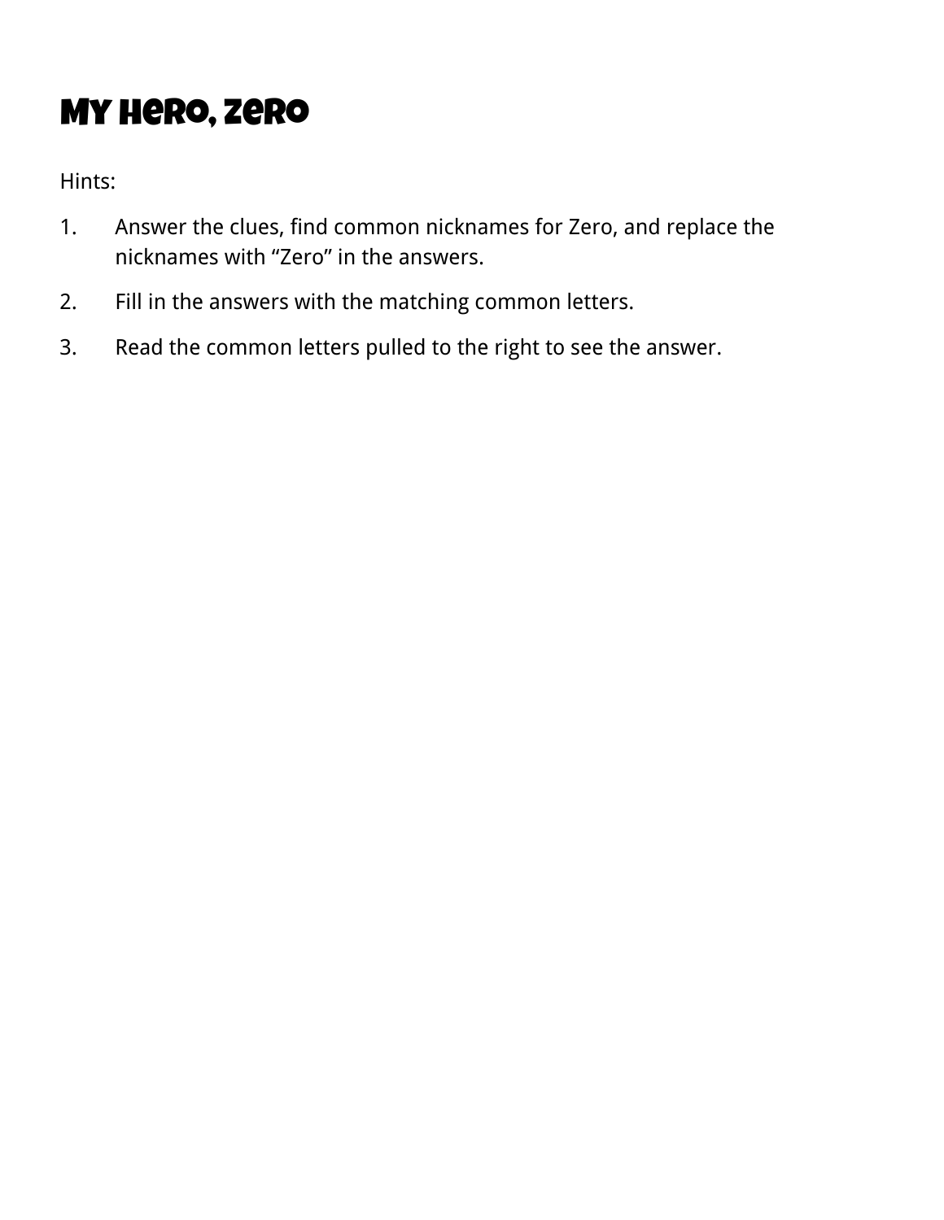# My Hero, Zero

Hints:

1. Answer the clues, find common nicknames for Zero, and replace the nicknames with "Zero" in the answers.
2. Fill in the answers with the matching common letters.
3. Read the common letters pulled to the right to see the answer.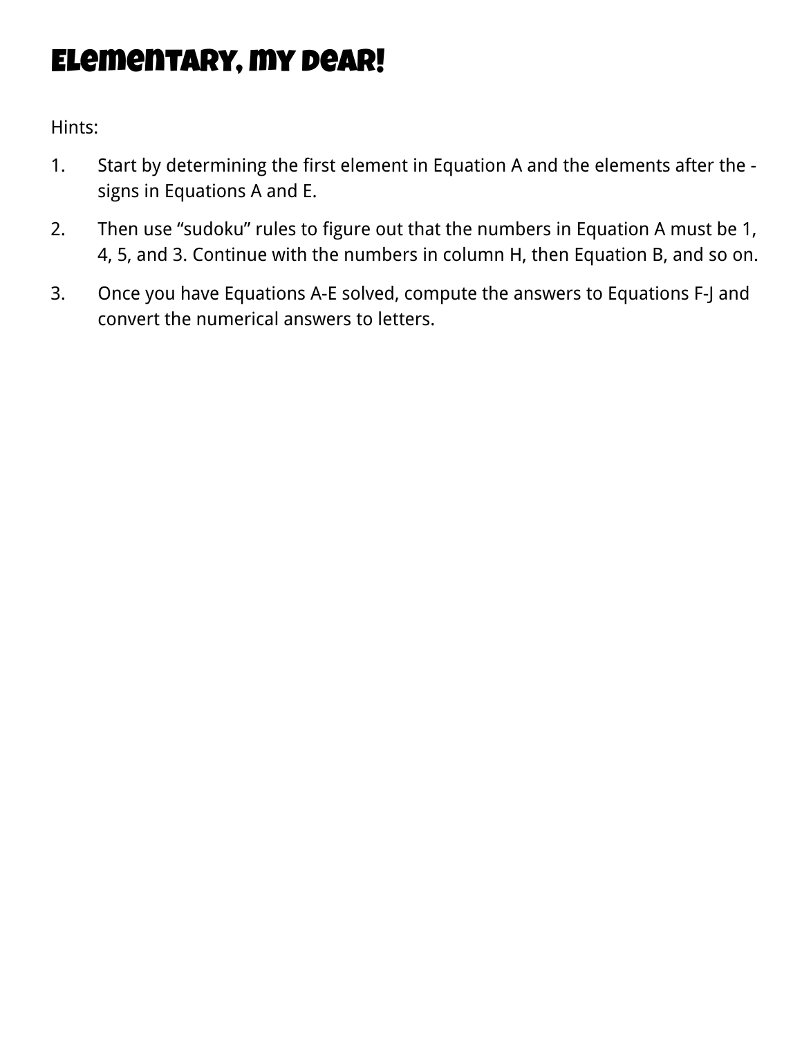# Elementary, My Dear!

Hints:

1. Start by determining the first element in Equation A and the elements after the - signs in Equations A and E.
2. Then use “sudoku” rules to figure out that the numbers in Equation A must be 1, 4, 5, and 3. Continue with the numbers in column H, then Equation B, and so on.
3. Once you have Equations A-E solved, compute the answers to Equations F-J and convert the numerical answers to letters.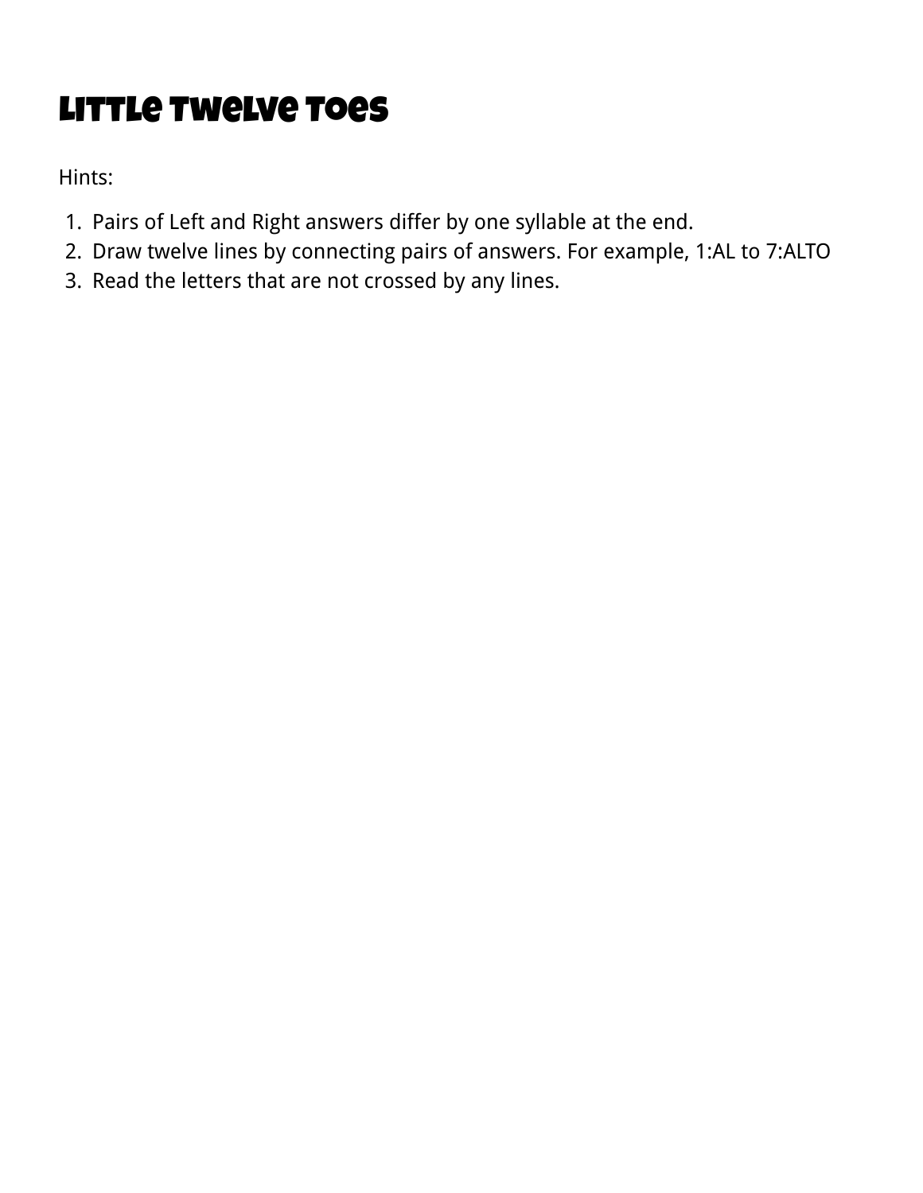# Little Twelve Toes

Hints:

1. Pairs of Left and Right answers differ by one syllable at the end.
2. Draw twelve lines by connecting pairs of answers. For example, 1:AL to 7:ALTO
3. Read the letters that are not crossed by any lines.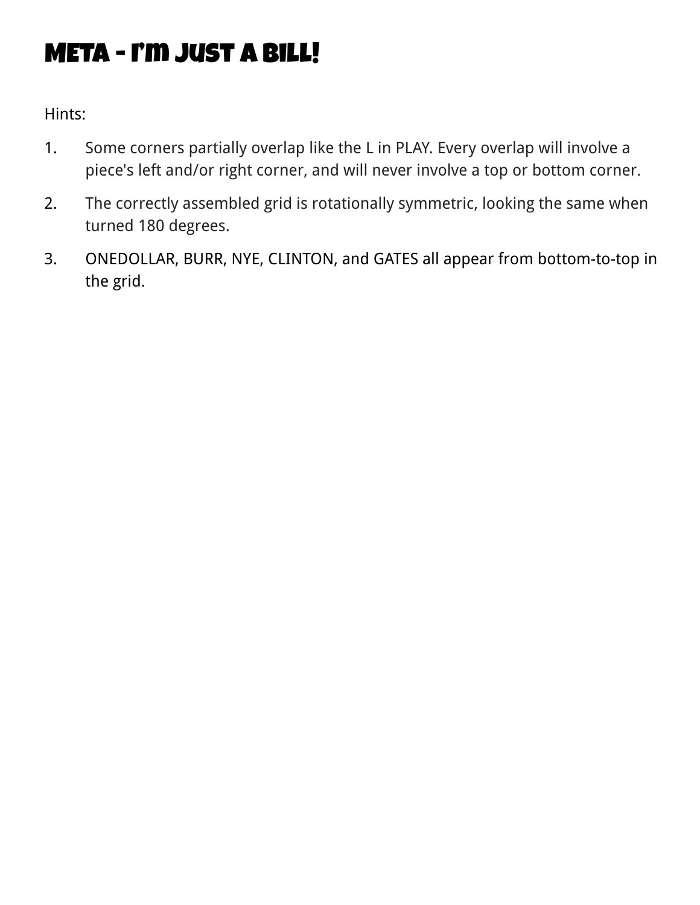# Meta - I'm Just a Bill!

Hints:

1. Some corners partially overlap like the L in PLAY. Every overlap will involve a piece's left and/or right corner, and will never involve a top or bottom corner.
2. The correctly assembled grid is rotationally symmetric, looking the same when turned 180 degrees.
3. ONEDOLLAR, BURR, NYE, CLINTON, and GATES all appear from bottom-to-top in the grid.